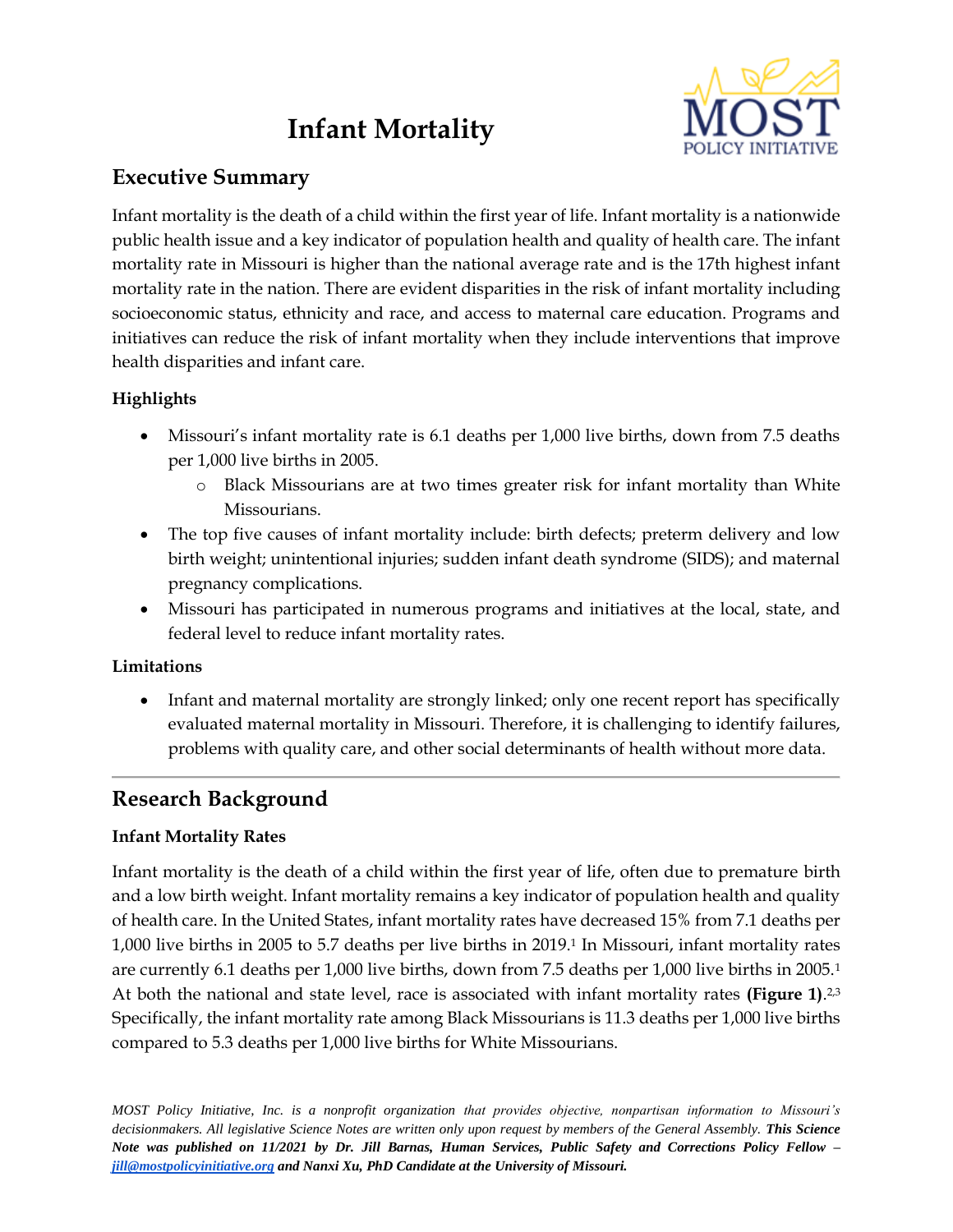# Infant Mortality

## Executive Summary

Infant mortality is the death of a child within the first year of life. Infant mortality is a nationwide public health issue and a key indicator of population health and quality of health care. The infant mortality rate in Missouri is higher than the national average rate and is the 17th highest infant mortality rate in the nation. There are evident disparities in the risk of infant mortality including socioeconomic status, ethnicity and race, and access to maternal care education. Programs and initiatives can reduce the risk of infant mortality when they include interventions that improve health disparities and infant care.

### Highlights

- Missouri's infant mortality rate is 6.1 deaths per 1,000 live births, down from 7.5 deaths per 1,000 live births in 2005.
  - Black Missourians are at two times greater risk for infant mortality than White Missourians.
- The top five causes of infant mortality include: birth defects; preterm delivery and low birth weight; unintentional injuries; sudden infant death syndrome (SIDS); and maternal pregnancy complications.
- Missouri has participated in numerous programs and initiatives at the local, state, and federal level to reduce infant mortality rates.

### Limitations

- Infant and maternal mortality are strongly linked; only one recent report has specifically evaluated maternal mortality in Missouri. Therefore, it is challenging to identify failures, problems with quality care, and other social determinants of health without more data.

---

## Research Background

### Infant Mortality Rates

Infant mortality is the death of a child within the first year of life, often due to premature birth and a low birth weight. Infant mortality remains a key indicator of population health and quality of health care. In the United States, infant mortality rates have decreased 15% from 7.1 deaths per 1,000 live births in 2005 to 5.7 deaths per live births in 2019.[1] In Missouri, infant mortality rates are currently 6.1 deaths per 1,000 live births, down from 7.5 deaths per 1,000 live births in 2005.[1] At both the national and state level, race is associated with infant mortality rates **(Figure 1)**.[2,3] Specifically, the infant mortality rate among Black Missourians is 11.3 deaths per 1,000 live births compared to 5.3 deaths per 1,000 live births for White Missourians.

*MOST Policy Initiative, Inc. is a nonprofit organization that provides objective, nonpartisan information to Missouri's decisionmakers. All legislative Science Notes are written only upon request by members of the General Assembly.* ***This Science Note was published on 11/2021 by Dr. Jill Barnas, Human Services, Public Safety and Corrections Policy Fellow – [jill@mostpolicyinitiative.org](mailto:jill@mostpolicyinitiative.org) and Nanxi Xu, PhD Candidate at the University of Missouri.***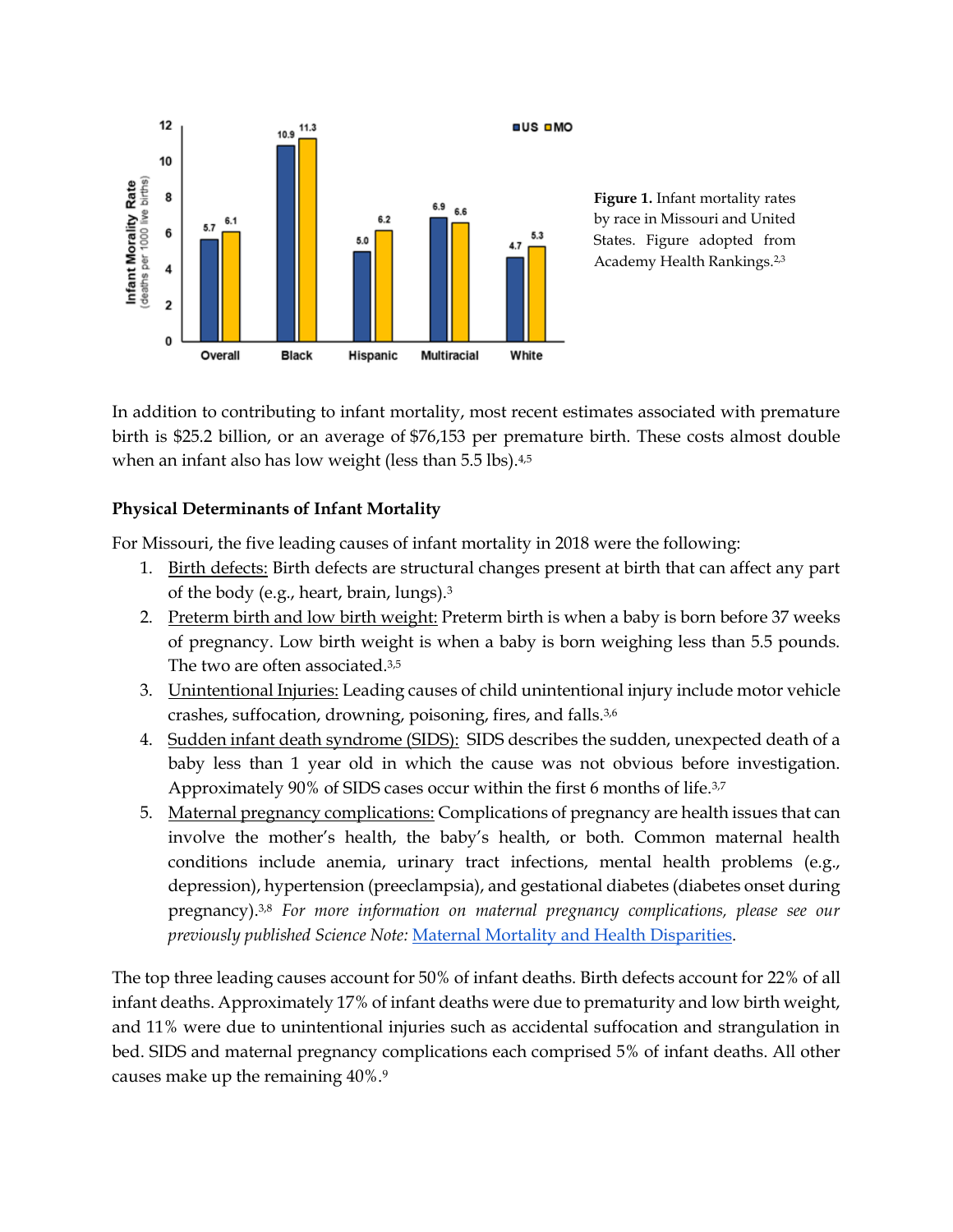| | US | MO |
|---|---|---|
| Overall | 5.7 | 6.1 |
| Black | 10.9 | 11.3 |
| Hispanic | 5.0 | 6.2 |
| Multiracial | 6.9 | 6.6 |
| White | 4.7 | 5.3 |

**Figure 1.** Infant mortality rates by race in Missouri and United States. Figure adopted from Academy Health Rankings.[2,3]

In addition to contributing to infant mortality, most recent estimates associated with premature birth is $25.2 billion, or an average of $76,153 per premature birth. These costs almost double when an infant also has low weight (less than 5.5 lbs).[4,5]

**Physical Determinants of Infant Mortality**

For Missouri, the five leading causes of infant mortality in 2018 were the following:

1. Birth defects: Birth defects are structural changes present at birth that can affect any part of the body (e.g., heart, brain, lungs).[3]
2. Preterm birth and low birth weight: Preterm birth is when a baby is born before 37 weeks of pregnancy. Low birth weight is when a baby is born weighing less than 5.5 pounds. The two are often associated.[3,5]
3. Unintentional Injuries: Leading causes of child unintentional injury include motor vehicle crashes, suffocation, drowning, poisoning, fires, and falls.[3,6]
4. Sudden infant death syndrome (SIDS): SIDS describes the sudden, unexpected death of a baby less than 1 year old in which the cause was not obvious before investigation. Approximately 90% of SIDS cases occur within the first 6 months of life.[3,7]
5. Maternal pregnancy complications: Complications of pregnancy are health issues that can involve the mother's health, the baby's health, or both. Common maternal health conditions include anemia, urinary tract infections, mental health problems (e.g., depression), hypertension (preeclampsia), and gestational diabetes (diabetes onset during pregnancy).[3,8] *For more information on maternal pregnancy complications, please see our previously published Science Note:* Maternal Mortality and Health Disparities.

The top three leading causes account for 50% of infant deaths. Birth defects account for 22% of all infant deaths. Approximately 17% of infant deaths were due to prematurity and low birth weight, and 11% were due to unintentional injuries such as accidental suffocation and strangulation in bed. SIDS and maternal pregnancy complications each comprised 5% of infant deaths. All other causes make up the remaining 40%.[9]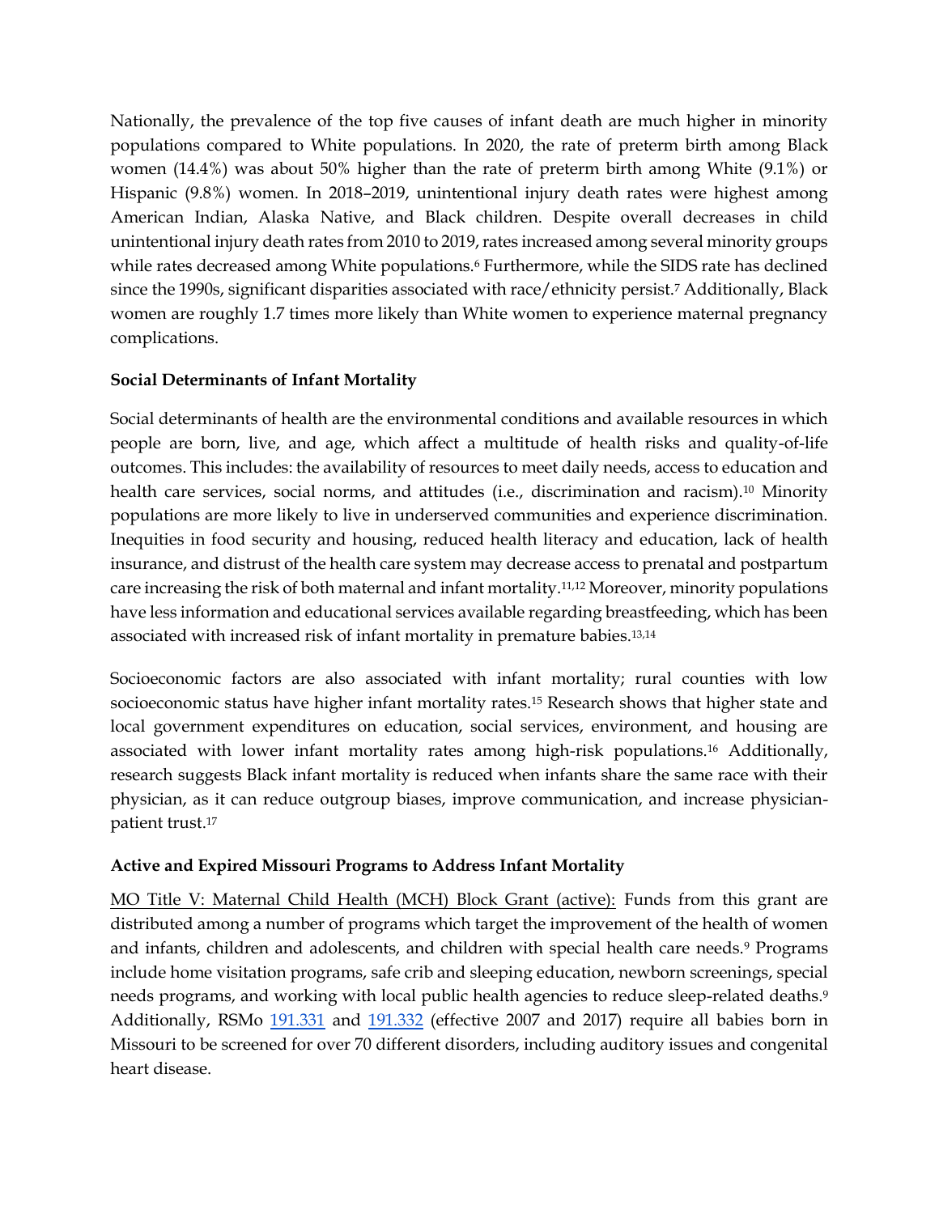Nationally, the prevalence of the top five causes of infant death are much higher in minority populations compared to White populations. In 2020, the rate of preterm birth among Black women (14.4%) was about 50% higher than the rate of preterm birth among White (9.1%) or Hispanic (9.8%) women. In 2018–2019, unintentional injury death rates were highest among American Indian, Alaska Native, and Black children. Despite overall decreases in child unintentional injury death rates from 2010 to 2019, rates increased among several minority groups while rates decreased among White populations.[6] Furthermore, while the SIDS rate has declined since the 1990s, significant disparities associated with race/ethnicity persist.[7] Additionally, Black women are roughly 1.7 times more likely than White women to experience maternal pregnancy complications.

**Social Determinants of Infant Mortality**

Social determinants of health are the environmental conditions and available resources in which people are born, live, and age, which affect a multitude of health risks and quality-of-life outcomes. This includes: the availability of resources to meet daily needs, access to education and health care services, social norms, and attitudes (i.e., discrimination and racism).[10] Minority populations are more likely to live in underserved communities and experience discrimination. Inequities in food security and housing, reduced health literacy and education, lack of health insurance, and distrust of the health care system may decrease access to prenatal and postpartum care increasing the risk of both maternal and infant mortality.[11,12] Moreover, minority populations have less information and educational services available regarding breastfeeding, which has been associated with increased risk of infant mortality in premature babies.[13,14]

Socioeconomic factors are also associated with infant mortality; rural counties with low socioeconomic status have higher infant mortality rates.[15] Research shows that higher state and local government expenditures on education, social services, environment, and housing are associated with lower infant mortality rates among high-risk populations.[16] Additionally, research suggests Black infant mortality is reduced when infants share the same race with their physician, as it can reduce outgroup biases, improve communication, and increase physician-patient trust.[17]

**Active and Expired Missouri Programs to Address Infant Mortality**

MO Title V: Maternal Child Health (MCH) Block Grant (active): Funds from this grant are distributed among a number of programs which target the improvement of the health of women and infants, children and adolescents, and children with special health care needs.[9] Programs include home visitation programs, safe crib and sleeping education, newborn screenings, special needs programs, and working with local public health agencies to reduce sleep-related deaths.[9] Additionally, RSMo 191.331 and 191.332 (effective 2007 and 2017) require all babies born in Missouri to be screened for over 70 different disorders, including auditory issues and congenital heart disease.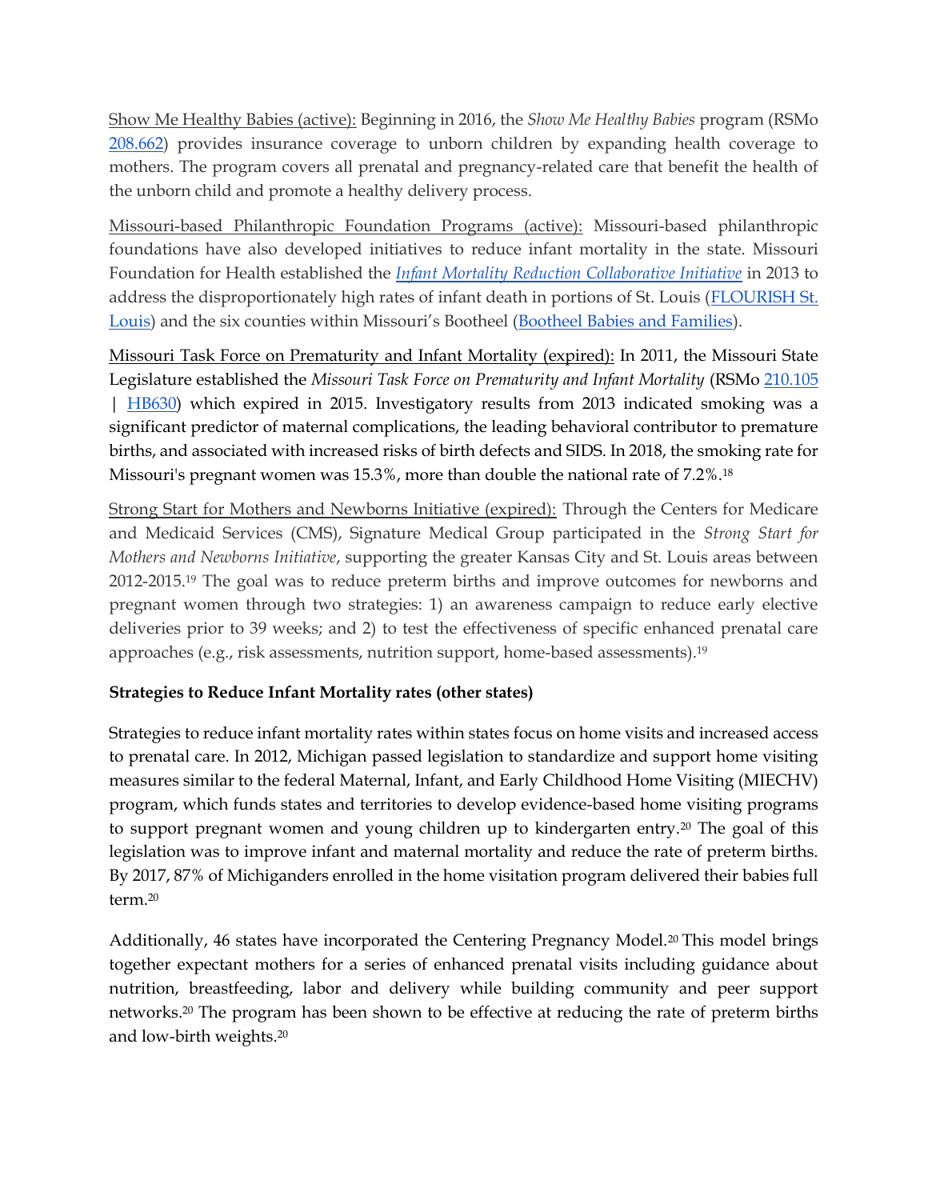Show Me Healthy Babies (active): Beginning in 2016, the *Show Me Healthy Babies* program (RSMo 208.662) provides insurance coverage to unborn children by expanding health coverage to mothers. The program covers all prenatal and pregnancy-related care that benefit the health of the unborn child and promote a healthy delivery process.

Missouri-based Philanthropic Foundation Programs (active): Missouri-based philanthropic foundations have also developed initiatives to reduce infant mortality in the state. Missouri Foundation for Health established the *Infant Mortality Reduction Collaborative Initiative* in 2013 to address the disproportionately high rates of infant death in portions of St. Louis (FLOURISH St. Louis) and the six counties within Missouri's Bootheel (Bootheel Babies and Families).

Missouri Task Force on Prematurity and Infant Mortality (expired): In 2011, the Missouri State Legislature established the *Missouri Task Force on Prematurity and Infant Mortality* (RSMo 210.105 | HB630) which expired in 2015. Investigatory results from 2013 indicated smoking was a significant predictor of maternal complications, the leading behavioral contributor to premature births, and associated with increased risks of birth defects and SIDS. In 2018, the smoking rate for Missouri's pregnant women was 15.3%, more than double the national rate of 7.2%.[18]

Strong Start for Mothers and Newborns Initiative (expired): Through the Centers for Medicare and Medicaid Services (CMS), Signature Medical Group participated in the *Strong Start for Mothers and Newborns Initiative*, supporting the greater Kansas City and St. Louis areas between 2012-2015.[19] The goal was to reduce preterm births and improve outcomes for newborns and pregnant women through two strategies: 1) an awareness campaign to reduce early elective deliveries prior to 39 weeks; and 2) to test the effectiveness of specific enhanced prenatal care approaches (e.g., risk assessments, nutrition support, home-based assessments).[19]

**Strategies to Reduce Infant Mortality rates (other states)**

Strategies to reduce infant mortality rates within states focus on home visits and increased access to prenatal care. In 2012, Michigan passed legislation to standardize and support home visiting measures similar to the federal Maternal, Infant, and Early Childhood Home Visiting (MIECHV) program, which funds states and territories to develop evidence-based home visiting programs to support pregnant women and young children up to kindergarten entry.[20] The goal of this legislation was to improve infant and maternal mortality and reduce the rate of preterm births. By 2017, 87% of Michiganders enrolled in the home visitation program delivered their babies full term.[20]

Additionally, 46 states have incorporated the Centering Pregnancy Model.[20] This model brings together expectant mothers for a series of enhanced prenatal visits including guidance about nutrition, breastfeeding, labor and delivery while building community and peer support networks.[20] The program has been shown to be effective at reducing the rate of preterm births and low-birth weights.[20]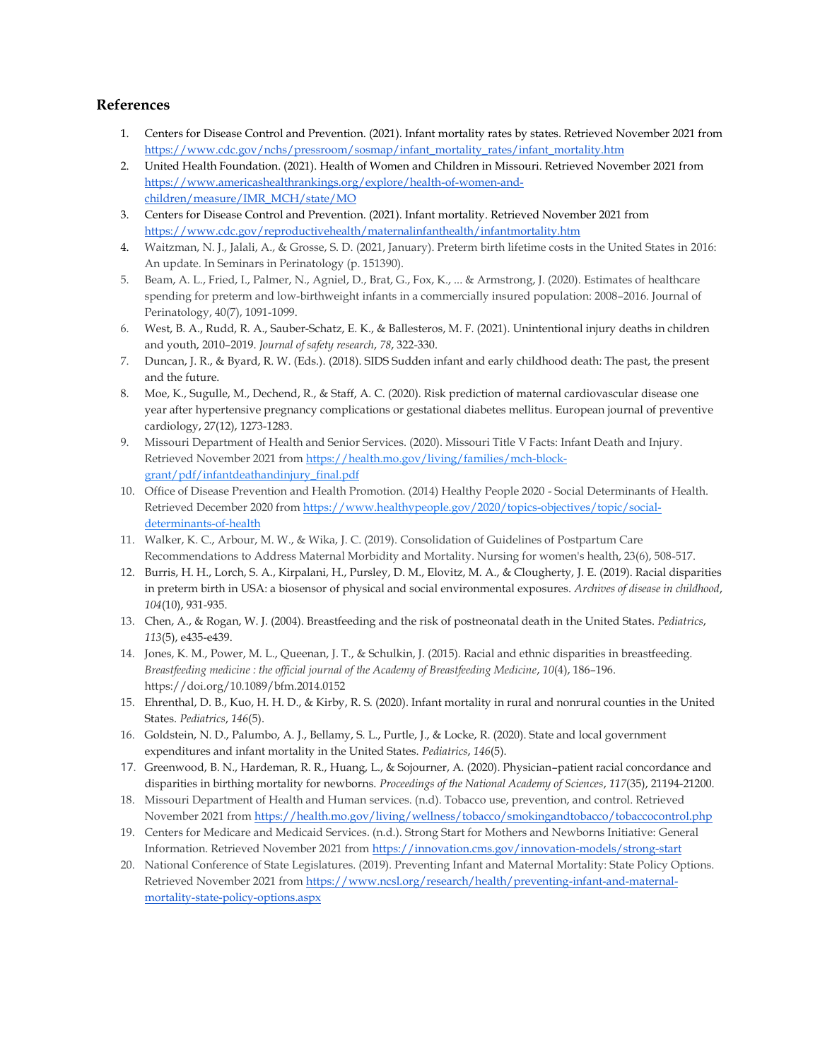## References

1. Centers for Disease Control and Prevention. (2021). Infant mortality rates by states. Retrieved November 2021 from https://www.cdc.gov/nchs/pressroom/sosmap/infant_mortality_rates/infant_mortality.htm
2. United Health Foundation. (2021). Health of Women and Children in Missouri. Retrieved November 2021 from https://www.americashealthrankings.org/explore/health-of-women-and-children/measure/IMR_MCH/state/MO
3. Centers for Disease Control and Prevention. (2021). Infant mortality. Retrieved November 2021 from https://www.cdc.gov/reproductivehealth/maternalinfanthealth/infantmortality.htm
4. Waitzman, N. J., Jalali, A., & Grosse, S. D. (2021, January). Preterm birth lifetime costs in the United States in 2016: An update. In Seminars in Perinatology (p. 151390).
5. Beam, A. L., Fried, I., Palmer, N., Agniel, D., Brat, G., Fox, K., ... & Armstrong, J. (2020). Estimates of healthcare spending for preterm and low-birthweight infants in a commercially insured population: 2008–2016. Journal of Perinatology, 40(7), 1091-1099.
6. West, B. A., Rudd, R. A., Sauber-Schatz, E. K., & Ballesteros, M. F. (2021). Unintentional injury deaths in children and youth, 2010–2019. *Journal of safety research*, *78*, 322-330.
7. Duncan, J. R., & Byard, R. W. (Eds.). (2018). SIDS Sudden infant and early childhood death: The past, the present and the future.
8. Moe, K., Sugulle, M., Dechend, R., & Staff, A. C. (2020). Risk prediction of maternal cardiovascular disease one year after hypertensive pregnancy complications or gestational diabetes mellitus. European journal of preventive cardiology, 27(12), 1273-1283.
9. Missouri Department of Health and Senior Services. (2020). Missouri Title V Facts: Infant Death and Injury. Retrieved November 2021 from https://health.mo.gov/living/families/mch-block-grant/pdf/infantdeathandinjury_final.pdf
10. Office of Disease Prevention and Health Promotion. (2014) Healthy People 2020 - Social Determinants of Health. Retrieved December 2020 from https://www.healthypeople.gov/2020/topics-objectives/topic/social-determinants-of-health
11. Walker, K. C., Arbour, M. W., & Wika, J. C. (2019). Consolidation of Guidelines of Postpartum Care Recommendations to Address Maternal Morbidity and Mortality. Nursing for women's health, 23(6), 508-517.
12. Burris, H. H., Lorch, S. A., Kirpalani, H., Pursley, D. M., Elovitz, M. A., & Clougherty, J. E. (2019). Racial disparities in preterm birth in USA: a biosensor of physical and social environmental exposures. *Archives of disease in childhood*, *104*(10), 931-935.
13. Chen, A., & Rogan, W. J. (2004). Breastfeeding and the risk of postneonatal death in the United States. *Pediatrics*, *113*(5), e435-e439.
14. Jones, K. M., Power, M. L., Queenan, J. T., & Schulkin, J. (2015). Racial and ethnic disparities in breastfeeding. *Breastfeeding medicine : the official journal of the Academy of Breastfeeding Medicine*, *10*(4), 186–196. https://doi.org/10.1089/bfm.2014.0152
15. Ehrenthal, D. B., Kuo, H. H. D., & Kirby, R. S. (2020). Infant mortality in rural and nonrural counties in the United States. *Pediatrics*, *146*(5).
16. Goldstein, N. D., Palumbo, A. J., Bellamy, S. L., Purtle, J., & Locke, R. (2020). State and local government expenditures and infant mortality in the United States. *Pediatrics*, *146*(5).
17. Greenwood, B. N., Hardeman, R. R., Huang, L., & Sojourner, A. (2020). Physician–patient racial concordance and disparities in birthing mortality for newborns. *Proceedings of the National Academy of Sciences*, *117*(35), 21194-21200.
18. Missouri Department of Health and Human services. (n.d). Tobacco use, prevention, and control. Retrieved November 2021 from https://health.mo.gov/living/wellness/tobacco/smokingandtobacco/tobaccocontrol.php
19. Centers for Medicare and Medicaid Services. (n.d.). Strong Start for Mothers and Newborns Initiative: General Information. Retrieved November 2021 from https://innovation.cms.gov/innovation-models/strong-start
20. National Conference of State Legislatures. (2019). Preventing Infant and Maternal Mortality: State Policy Options. Retrieved November 2021 from https://www.ncsl.org/research/health/preventing-infant-and-maternal-mortality-state-policy-options.aspx